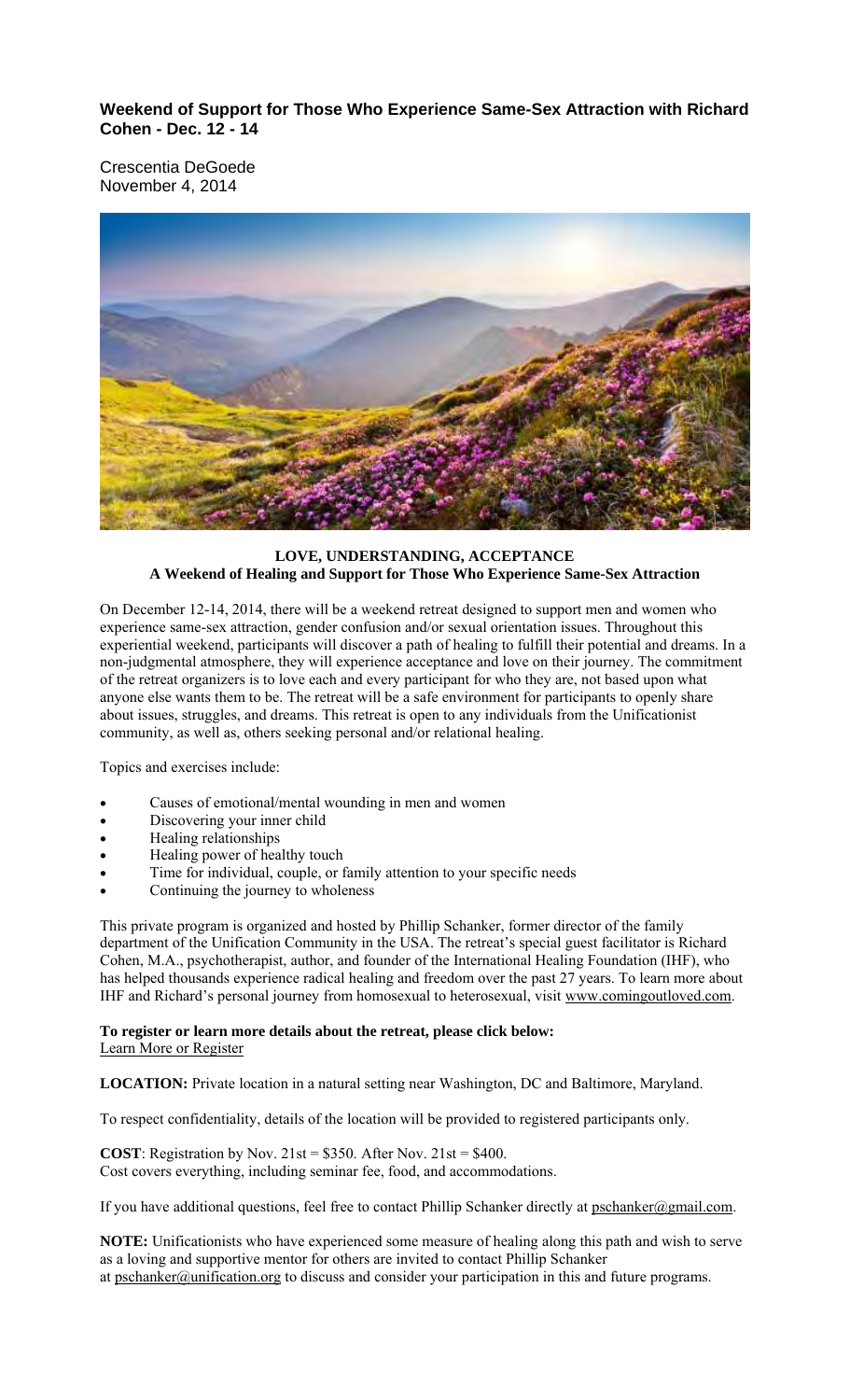## Weekend of Support for Those Who Experience Same-Sex Attraction with Richard Cohen - Dec. 12 - 14

Crescentia DeGoede
November 4, 2014

**LOVE, UNDERSTANDING, ACCEPTANCE**
**A Weekend of Healing and Support for Those Who Experience Same-Sex Attraction**

On December 12-14, 2014, there will be a weekend retreat designed to support men and women who experience same-sex attraction, gender confusion and/or sexual orientation issues. Throughout this experiential weekend, participants will discover a path of healing to fulfill their potential and dreams. In a non-judgmental atmosphere, they will experience acceptance and love on their journey. The commitment of the retreat organizers is to love each and every participant for who they are, not based upon what anyone else wants them to be. The retreat will be a safe environment for participants to openly share about issues, struggles, and dreams. This retreat is open to any individuals from the Unificationist community, as well as, others seeking personal and/or relational healing.

Topics and exercises include:

- Causes of emotional/mental wounding in men and women
- Discovering your inner child
- Healing relationships
- Healing power of healthy touch
- Time for individual, couple, or family attention to your specific needs
- Continuing the journey to wholeness

This private program is organized and hosted by Phillip Schanker, former director of the family department of the Unification Community in the USA. The retreat's special guest facilitator is Richard Cohen, M.A., psychotherapist, author, and founder of the International Healing Foundation (IHF), who has helped thousands experience radical healing and freedom over the past 27 years. To learn more about IHF and Richard's personal journey from homosexual to heterosexual, visit www.comingoutloved.com.

**To register or learn more details about the retreat, please click below:**
Learn More or Register

**LOCATION:** Private location in a natural setting near Washington, DC and Baltimore, Maryland.

To respect confidentiality, details of the location will be provided to registered participants only.

**COST**: Registration by Nov. 21st = $350. After Nov. 21st = $400.
Cost covers everything, including seminar fee, food, and accommodations.

If you have additional questions, feel free to contact Phillip Schanker directly at pschanker@gmail.com.

**NOTE:** Unificationists who have experienced some measure of healing along this path and wish to serve as a loving and supportive mentor for others are invited to contact Phillip Schanker at pschanker@unification.org to discuss and consider your participation in this and future programs.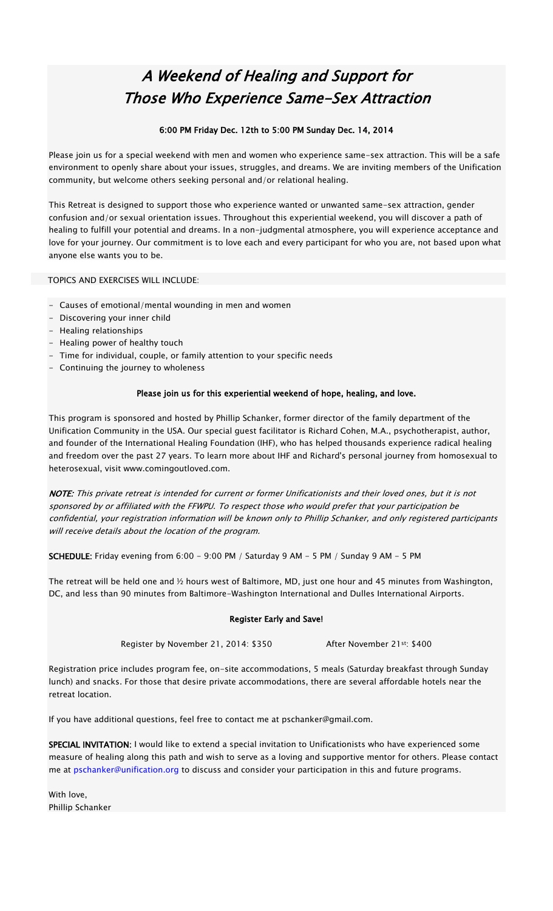# *A Weekend of Healing and Support for Those Who Experience Same-Sex Attraction*

**6:00 PM Friday Dec. 12th to 5:00 PM Sunday Dec. 14, 2014**

Please join us for a special weekend with men and women who experience same-sex attraction. This will be a safe environment to openly share about your issues, struggles, and dreams. We are inviting members of the Unification community, but welcome others seeking personal and/or relational healing.

This Retreat is designed to support those who experience wanted or unwanted same-sex attraction, gender confusion and/or sexual orientation issues. Throughout this experiential weekend, you will discover a path of healing to fulfill your potential and dreams. In a non-judgmental atmosphere, you will experience acceptance and love for your journey. Our commitment is to love each and every participant for who you are, not based upon what anyone else wants you to be.

TOPICS AND EXERCISES WILL INCLUDE:

- Causes of emotional/mental wounding in men and women
- Discovering your inner child
- Healing relationships
- Healing power of healthy touch
- Time for individual, couple, or family attention to your specific needs
- Continuing the journey to wholeness

**Please join us for this experiential weekend of hope, healing, and love.**

This program is sponsored and hosted by Phillip Schanker, former director of the family department of the Unification Community in the USA. Our special guest facilitator is Richard Cohen, M.A., psychotherapist, author, and founder of the International Healing Foundation (IHF), who has helped thousands experience radical healing and freedom over the past 27 years. To learn more about IHF and Richard's personal journey from homosexual to heterosexual, visit www.comingoutloved.com.

***NOTE:*** *This private retreat is intended for current or former Unificationists and their loved ones, but it is not sponsored by or affiliated with the FFWPU. To respect those who would prefer that your participation be confidential, your registration information will be known only to Phillip Schanker, and only registered participants will receive details about the location of the program.*

**SCHEDULE:** Friday evening from 6:00 - 9:00 PM / Saturday 9 AM - 5 PM / Sunday 9 AM - 5 PM

The retreat will be held one and ½ hours west of Baltimore, MD, just one hour and 45 minutes from Washington, DC, and less than 90 minutes from Baltimore-Washington International and Dulles International Airports.

**Register Early and Save!**

Register by November 21, 2014: $350 After November 21st: $400

Registration price includes program fee, on-site accommodations, 5 meals (Saturday breakfast through Sunday lunch) and snacks. For those that desire private accommodations, there are several affordable hotels near the retreat location.

If you have additional questions, feel free to contact me at pschanker@gmail.com.

**SPECIAL INVITATION:** I would like to extend a special invitation to Unificationists who have experienced some measure of healing along this path and wish to serve as a loving and supportive mentor for others. Please contact me at pschanker@unification.org to discuss and consider your participation in this and future programs.

With love,
Phillip Schanker